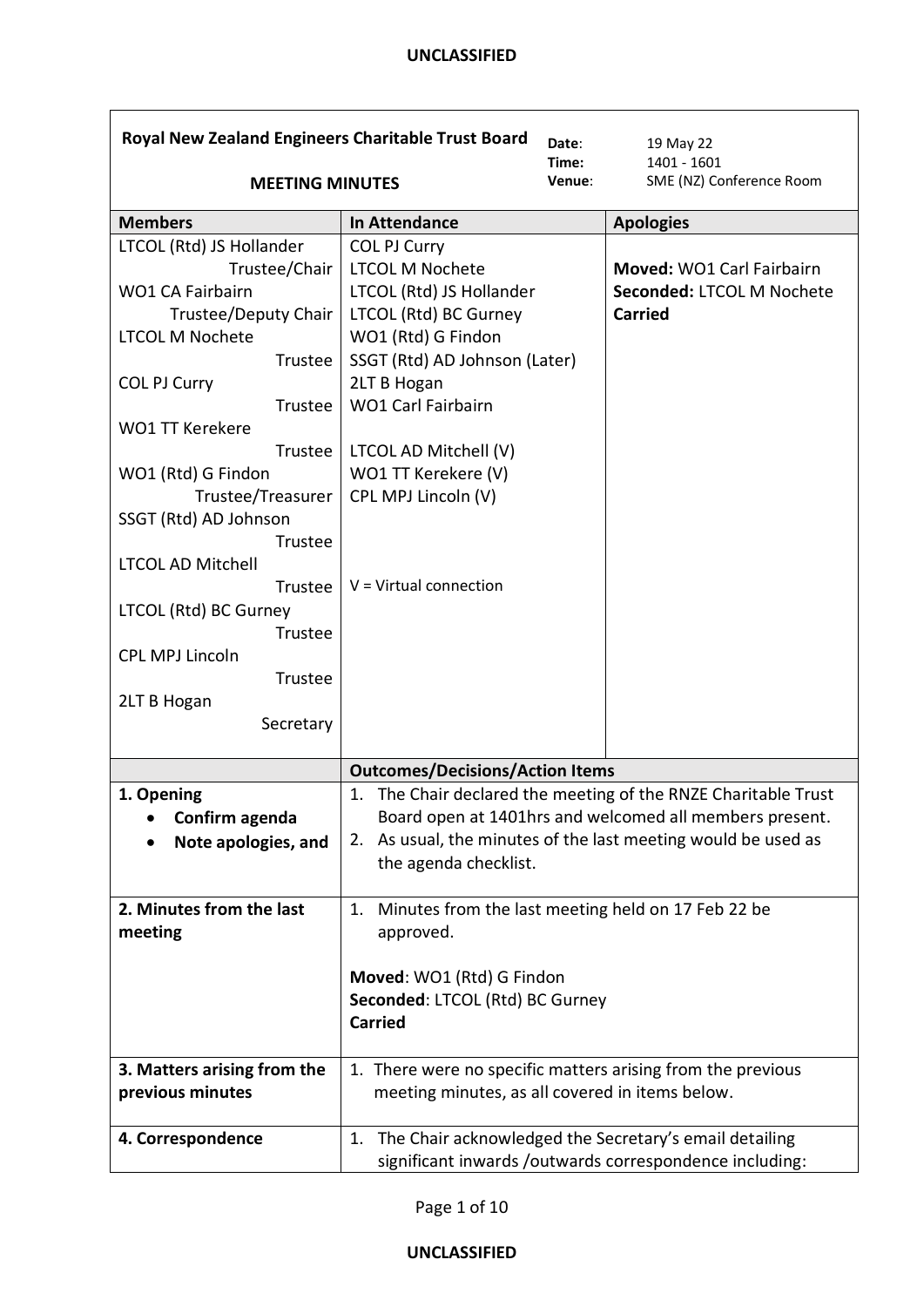| **Royal New Zealand Engineers Charitable Trust Board**<br><br>**MEETING MINUTES** | **Date**: 19 May 22<br>**Time:** 1401 - 1601<br>**Venue**: SME (NZ) Conference Room | |
|---|---|---|
| **Members** | **In Attendance** | **Apologies** |
| LTCOL (Rtd) JS Hollander Trustee/Chair<br>WO1 CA Fairbairn Trustee/Deputy Chair<br>LTCOL M Nochete Trustee<br>COL PJ Curry Trustee<br>WO1 TT Kerekere Trustee<br>WO1 (Rtd) G Findon Trustee/Treasurer<br>SSGT (Rtd) AD Johnson Trustee<br>LTCOL AD Mitchell Trustee<br>LTCOL (Rtd) BC Gurney Trustee<br>CPL MPJ Lincoln Trustee<br>2LT B Hogan Secretary | COL PJ Curry<br>LTCOL M Nochete<br>LTCOL (Rtd) JS Hollander<br>LTCOL (Rtd) BC Gurney<br>WO1 (Rtd) G Findon<br>SSGT (Rtd) AD Johnson (Later)<br>2LT B Hogan<br>WO1 Carl Fairbairn<br><br>LTCOL AD Mitchell (V)<br>WO1 TT Kerekere (V)<br>CPL MPJ Lincoln (V)<br><br>V = Virtual connection | **Moved:** WO1 Carl Fairbairn<br>**Seconded:** LTCOL M Nochete<br>**Carried** |
| | **Outcomes/Decisions/Action Items** | |
| **1. Opening**<br>• **Confirm agenda**<br>• **Note apologies, and** | 1. The Chair declared the meeting of the RNZE Charitable Trust Board open at 1401hrs and welcomed all members present.<br>2. As usual, the minutes of the last meeting would be used as the agenda checklist. | |
| **2. Minutes from the last meeting** | 1. Minutes from the last meeting held on 17 Feb 22 be approved.<br><br>**Moved**: WO1 (Rtd) G Findon<br>**Seconded**: LTCOL (Rtd) BC Gurney<br>**Carried** | |
| **3. Matters arising from the previous minutes** | 1. There were no specific matters arising from the previous meeting minutes, as all covered in items below. | |
| **4. Correspondence** | 1. The Chair acknowledged the Secretary's email detailing significant inwards /outwards correspondence including: | |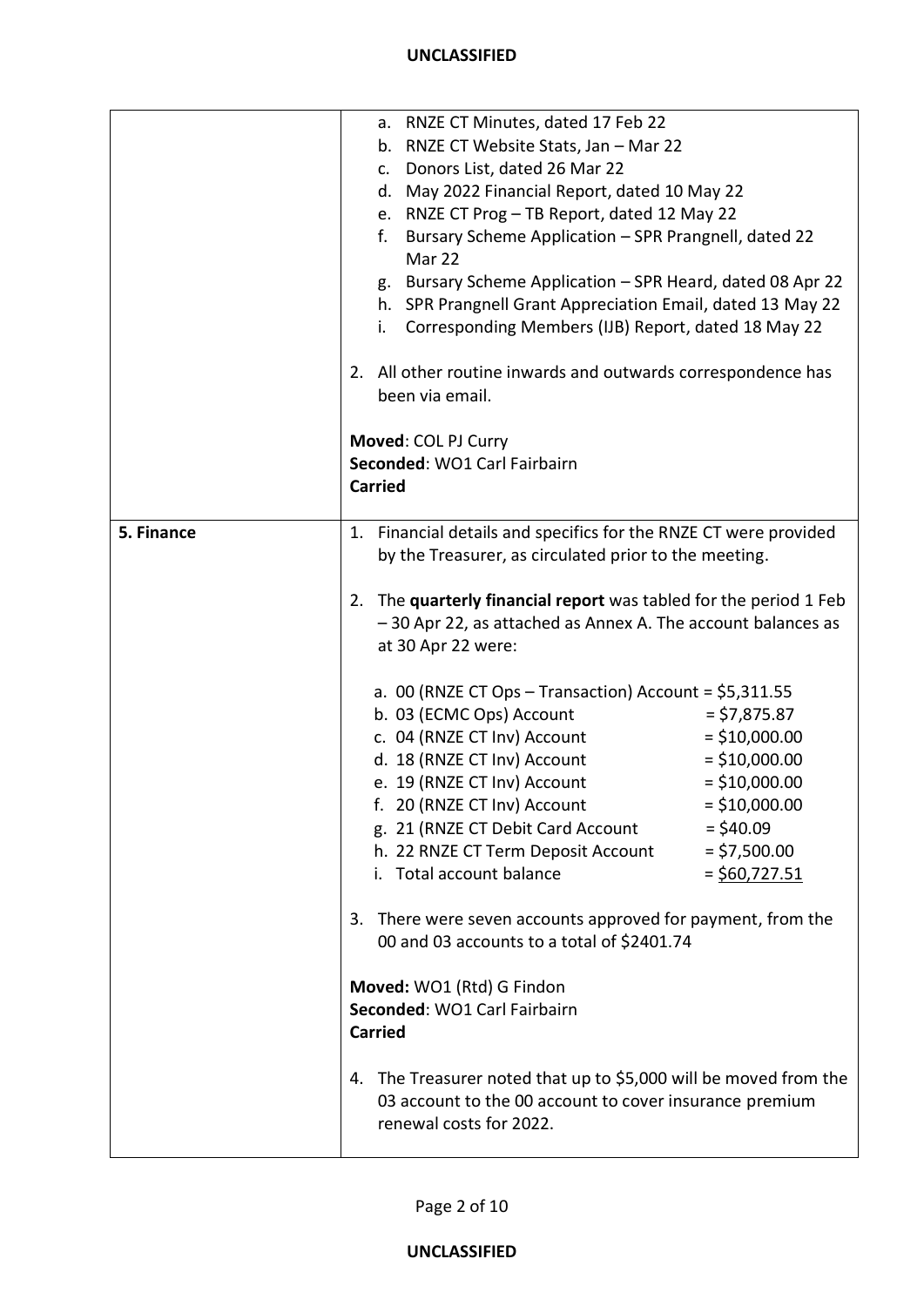| | |
|---|---|
| | a. RNZE CT Minutes, dated 17 Feb 22<br>b. RNZE CT Website Stats, Jan – Mar 22<br>c. Donors List, dated 26 Mar 22<br>d. May 2022 Financial Report, dated 10 May 22<br>e. RNZE CT Prog – TB Report, dated 12 May 22<br>f. Bursary Scheme Application – SPR Prangnell, dated 22 Mar 22<br>g. Bursary Scheme Application – SPR Heard, dated 08 Apr 22<br>h. SPR Prangnell Grant Appreciation Email, dated 13 May 22<br>i. Corresponding Members (IJB) Report, dated 18 May 22<br><br>2. All other routine inwards and outwards correspondence has been via email.<br><br>**Moved**: COL PJ Curry<br>**Seconded**: WO1 Carl Fairbairn<br>**Carried** |
| **5. Finance** | 1. Financial details and specifics for the RNZE CT were provided by the Treasurer, as circulated prior to the meeting.<br><br>2. The **quarterly financial report** was tabled for the period 1 Feb – 30 Apr 22, as attached as Annex A. The account balances as at 30 Apr 22 were:<br><br>a. 00 (RNZE CT Ops – Transaction) Account = $5,311.55<br>b. 03 (ECMC Ops) Account = $7,875.87<br>c. 04 (RNZE CT Inv) Account = $10,000.00<br>d. 18 (RNZE CT Inv) Account = $10,000.00<br>e. 19 (RNZE CT Inv) Account = $10,000.00<br>f. 20 (RNZE CT Inv) Account = $10,000.00<br>g. 21 (RNZE CT Debit Card Account = $40.09<br>h. 22 RNZE CT Term Deposit Account = $7,500.00<br>i. Total account balance = <u>$60,727.51</u><br><br>3. There were seven accounts approved for payment, from the 00 and 03 accounts to a total of $2401.74<br><br>**Moved:** WO1 (Rtd) G Findon<br>**Seconded**: WO1 Carl Fairbairn<br>**Carried**<br><br>4. The Treasurer noted that up to $5,000 will be moved from the 03 account to the 00 account to cover insurance premium renewal costs for 2022. |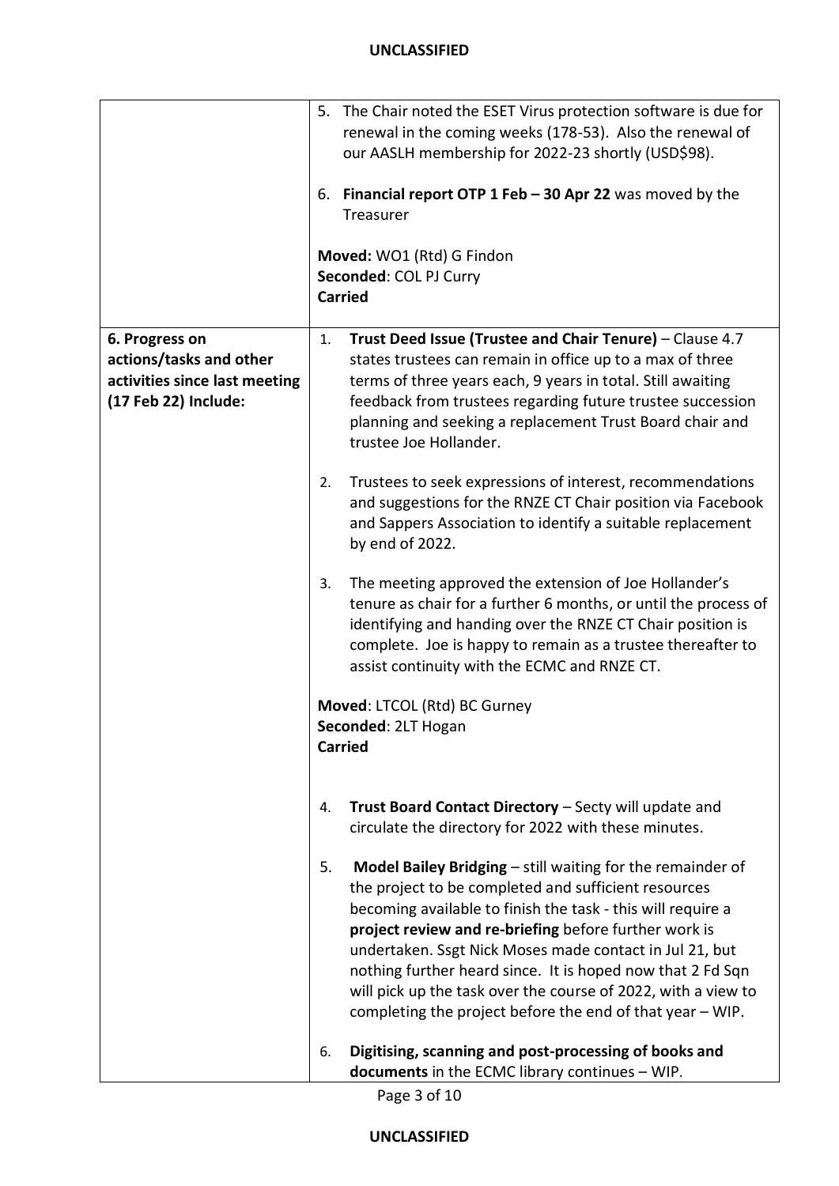| | |
|---|---|
| | 5. The Chair noted the ESET Virus protection software is due for renewal in the coming weeks (178-53). Also the renewal of our AASLH membership for 2022-23 shortly (USD$98).<br><br>6. **Financial report OTP 1 Feb – 30 Apr 22** was moved by the Treasurer<br><br>**Moved:** WO1 (Rtd) G Findon<br>**Seconded**: COL PJ Curry<br>**Carried** |
| **6. Progress on actions/tasks and other activities since last meeting (17 Feb 22) Include:** | 1. **Trust Deed Issue (Trustee and Chair Tenure)** – Clause 4.7 states trustees can remain in office up to a max of three terms of three years each, 9 years in total. Still awaiting feedback from trustees regarding future trustee succession planning and seeking a replacement Trust Board chair and trustee Joe Hollander.<br><br>2. Trustees to seek expressions of interest, recommendations and suggestions for the RNZE CT Chair position via Facebook and Sappers Association to identify a suitable replacement by end of 2022.<br><br>3. The meeting approved the extension of Joe Hollander's tenure as chair for a further 6 months, or until the process of identifying and handing over the RNZE CT Chair position is complete. Joe is happy to remain as a trustee thereafter to assist continuity with the ECMC and RNZE CT.<br><br>**Moved**: LTCOL (Rtd) BC Gurney<br>**Seconded**: 2LT Hogan<br>**Carried**<br><br>4. **Trust Board Contact Directory** – Secty will update and circulate the directory for 2022 with these minutes.<br><br>5. **Model Bailey Bridging** – still waiting for the remainder of the project to be completed and sufficient resources becoming available to finish the task - this will require a **project review and re-briefing** before further work is undertaken. Ssgt Nick Moses made contact in Jul 21, but nothing further heard since. It is hoped now that 2 Fd Sqn will pick up the task over the course of 2022, with a view to completing the project before the end of that year – WIP.<br><br>6. **Digitising, scanning and post-processing of books and documents** in the ECMC library continues – WIP. |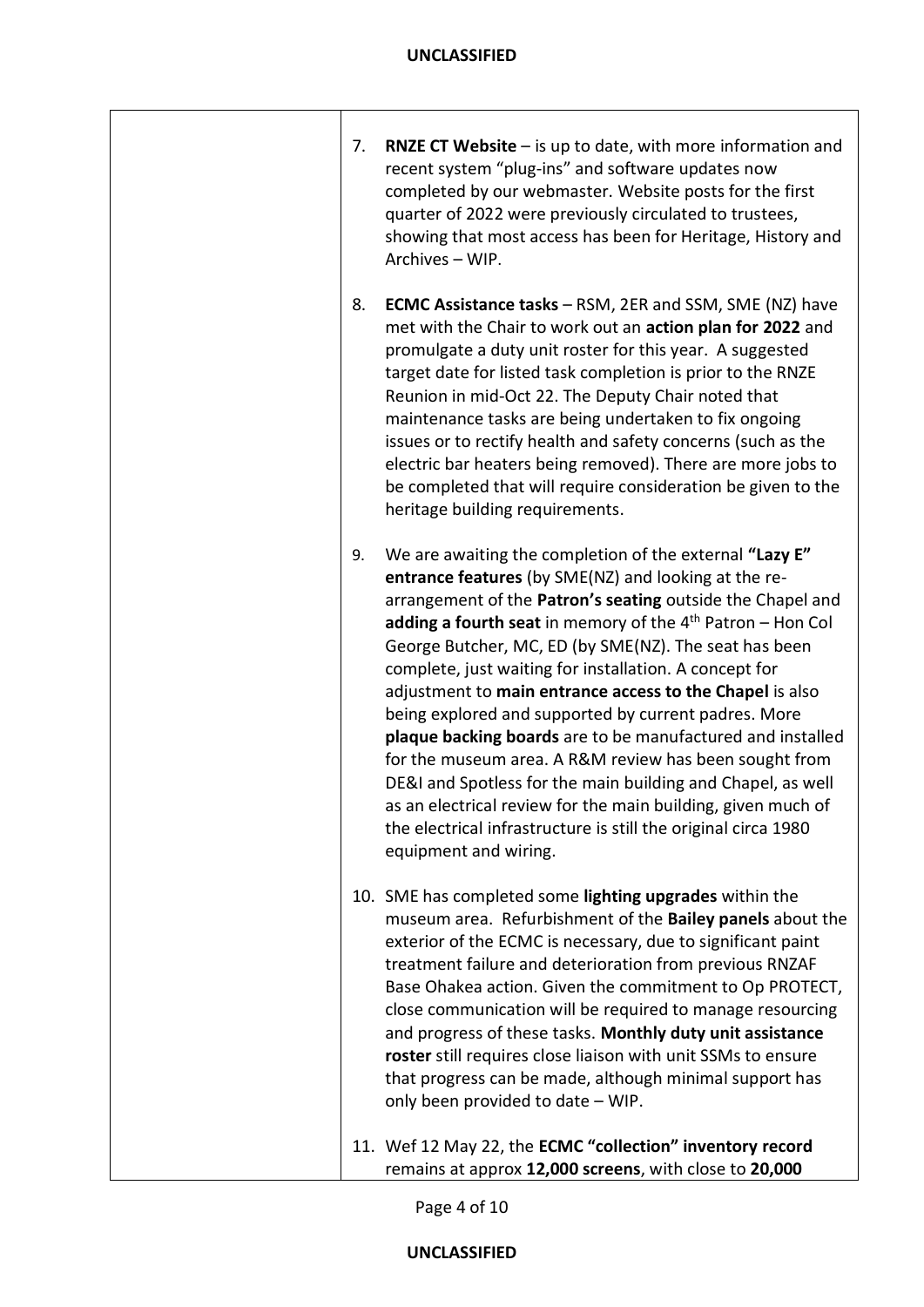7. **RNZE CT Website** – is up to date, with more information and recent system "plug-ins" and software updates now completed by our webmaster. Website posts for the first quarter of 2022 were previously circulated to trustees, showing that most access has been for Heritage, History and Archives – WIP.

8. **ECMC Assistance tasks** – RSM, 2ER and SSM, SME (NZ) have met with the Chair to work out an **action plan for 2022** and promulgate a duty unit roster for this year. A suggested target date for listed task completion is prior to the RNZE Reunion in mid-Oct 22. The Deputy Chair noted that maintenance tasks are being undertaken to fix ongoing issues or to rectify health and safety concerns (such as the electric bar heaters being removed). There are more jobs to be completed that will require consideration be given to the heritage building requirements.

9. We are awaiting the completion of the external **"Lazy E" entrance features** (by SME(NZ) and looking at the re-arrangement of the **Patron's seating** outside the Chapel and **adding a fourth seat** in memory of the 4th Patron – Hon Col George Butcher, MC, ED (by SME(NZ). The seat has been complete, just waiting for installation. A concept for adjustment to **main entrance access to the Chapel** is also being explored and supported by current padres. More **plaque backing boards** are to be manufactured and installed for the museum area. A R&M review has been sought from DE&I and Spotless for the main building and Chapel, as well as an electrical review for the main building, given much of the electrical infrastructure is still the original circa 1980 equipment and wiring.

10. SME has completed some **lighting upgrades** within the museum area. Refurbishment of the **Bailey panels** about the exterior of the ECMC is necessary, due to significant paint treatment failure and deterioration from previous RNZAF Base Ohakea action. Given the commitment to Op PROTECT, close communication will be required to manage resourcing and progress of these tasks. **Monthly duty unit assistance roster** still requires close liaison with unit SSMs to ensure that progress can be made, although minimal support has only been provided to date – WIP.

11. Wef 12 May 22, the **ECMC "collection" inventory record** remains at approx **12,000 screens**, with close to **20,000**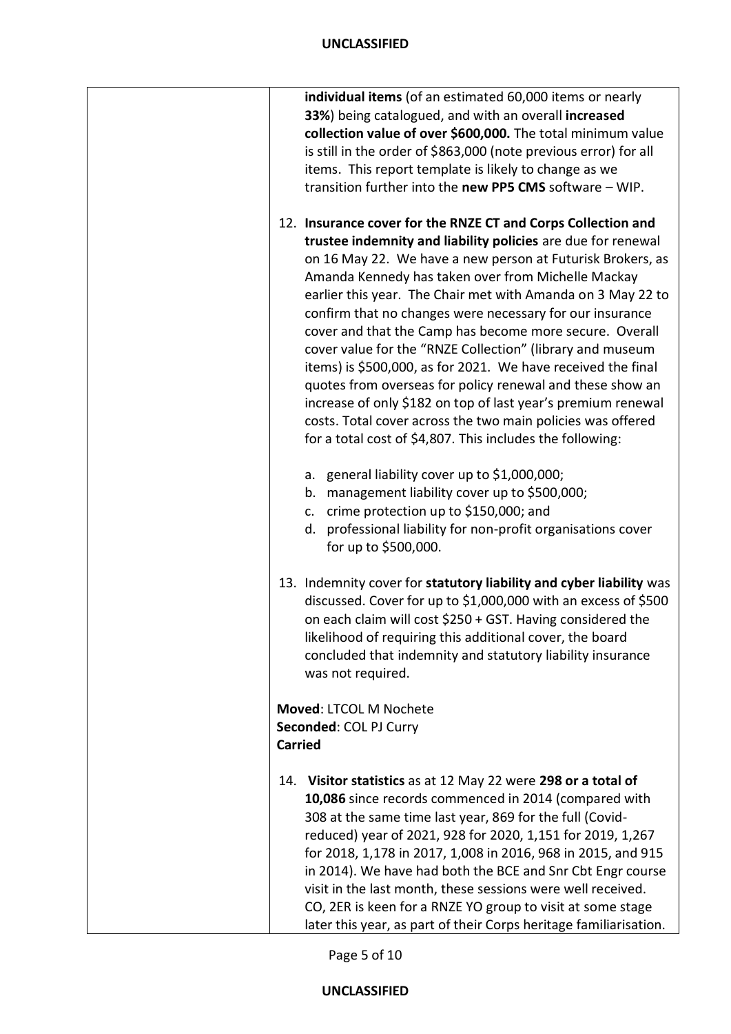| | **individual items** (of an estimated 60,000 items or nearly **33%**) being catalogued, and with an overall **increased collection value of over $600,000.** The total minimum value is still in the order of $863,000 (note previous error) for all items. This report template is likely to change as we transition further into the **new PP5 CMS** software – WIP.<br><br>12. **Insurance cover for the RNZE CT and Corps Collection and trustee indemnity and liability policies** are due for renewal on 16 May 22. We have a new person at Futurisk Brokers, as Amanda Kennedy has taken over from Michelle Mackay earlier this year. The Chair met with Amanda on 3 May 22 to confirm that no changes were necessary for our insurance cover and that the Camp has become more secure. Overall cover value for the "RNZE Collection" (library and museum items) is $500,000, as for 2021. We have received the final quotes from overseas for policy renewal and these show an increase of only $182 on top of last year's premium renewal costs. Total cover across the two main policies was offered for a total cost of $4,807. This includes the following:<br><br>a. general liability cover up to $1,000,000;<br>b. management liability cover up to $500,000;<br>c. crime protection up to $150,000; and<br>d. professional liability for non-profit organisations cover for up to $500,000.<br><br>13. Indemnity cover for **statutory liability and cyber liability** was discussed. Cover for up to $1,000,000 with an excess of $500 on each claim will cost $250 + GST. Having considered the likelihood of requiring this additional cover, the board concluded that indemnity and statutory liability insurance was not required.<br><br>**Moved**: LTCOL M Nochete<br>**Seconded**: COL PJ Curry<br>**Carried**<br><br>14. **Visitor statistics** as at 12 May 22 were **298 or a total of 10,086** since records commenced in 2014 (compared with 308 at the same time last year, 869 for the full (Covid-reduced) year of 2021, 928 for 2020, 1,151 for 2019, 1,267 for 2018, 1,178 in 2017, 1,008 in 2016, 968 in 2015, and 915 in 2014). We have had both the BCE and Snr Cbt Engr course visit in the last month, these sessions were well received. CO, 2ER is keen for a RNZE YO group to visit at some stage later this year, as part of their Corps heritage familiarisation. |
|---|---|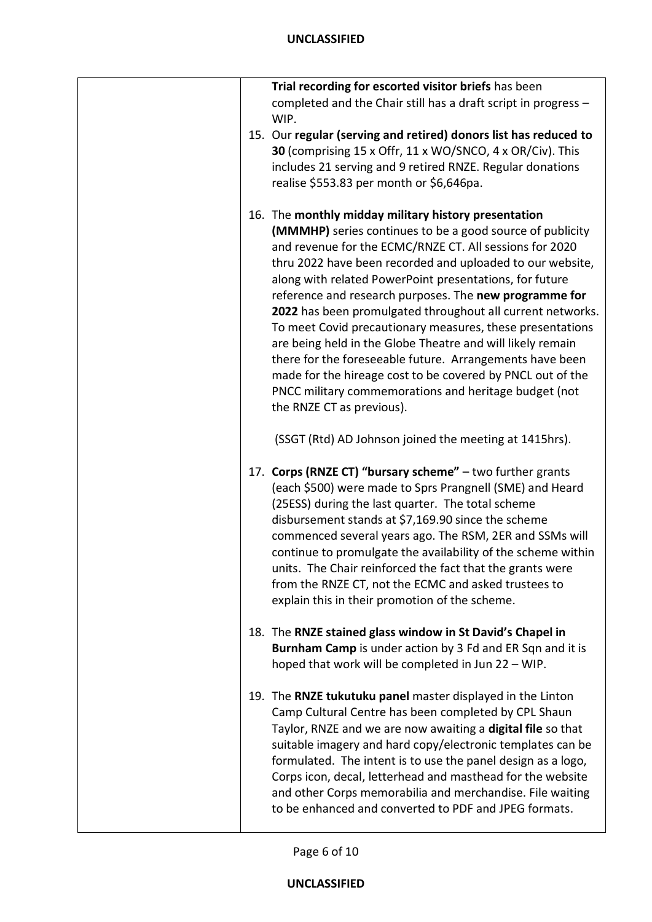| | **Trial recording for escorted visitor briefs** has been completed and the Chair still has a draft script in progress – WIP.<br><br>15. Our **regular (serving and retired) donors list has reduced to 30** (comprising 15 x Offr, 11 x WO/SNCO, 4 x OR/Civ). This includes 21 serving and 9 retired RNZE. Regular donations realise $553.83 per month or $6,646pa.<br><br>16. The **monthly midday military history presentation (MMMHP)** series continues to be a good source of publicity and revenue for the ECMC/RNZE CT. All sessions for 2020 thru 2022 have been recorded and uploaded to our website, along with related PowerPoint presentations, for future reference and research purposes. The **new programme for 2022** has been promulgated throughout all current networks. To meet Covid precautionary measures, these presentations are being held in the Globe Theatre and will likely remain there for the foreseeable future. Arrangements have been made for the hireage cost to be covered by PNCL out of the PNCC military commemorations and heritage budget (not the RNZE CT as previous).<br><br>(SSGT (Rtd) AD Johnson joined the meeting at 1415hrs).<br><br>17. **Corps (RNZE CT) "bursary scheme"** – two further grants (each $500) were made to Sprs Prangnell (SME) and Heard (25ESS) during the last quarter. The total scheme disbursement stands at $7,169.90 since the scheme commenced several years ago. The RSM, 2ER and SSMs will continue to promulgate the availability of the scheme within units. The Chair reinforced the fact that the grants were from the RNZE CT, not the ECMC and asked trustees to explain this in their promotion of the scheme.<br><br>18. The **RNZE stained glass window in St David's Chapel in Burnham Camp** is under action by 3 Fd and ER Sqn and it is hoped that work will be completed in Jun 22 – WIP.<br><br>19. The **RNZE tukutuku panel** master displayed in the Linton Camp Cultural Centre has been completed by CPL Shaun Taylor, RNZE and we are now awaiting a **digital file** so that suitable imagery and hard copy/electronic templates can be formulated. The intent is to use the panel design as a logo, Corps icon, decal, letterhead and masthead for the website and other Corps memorabilia and merchandise. File waiting to be enhanced and converted to PDF and JPEG formats. |
|---|---|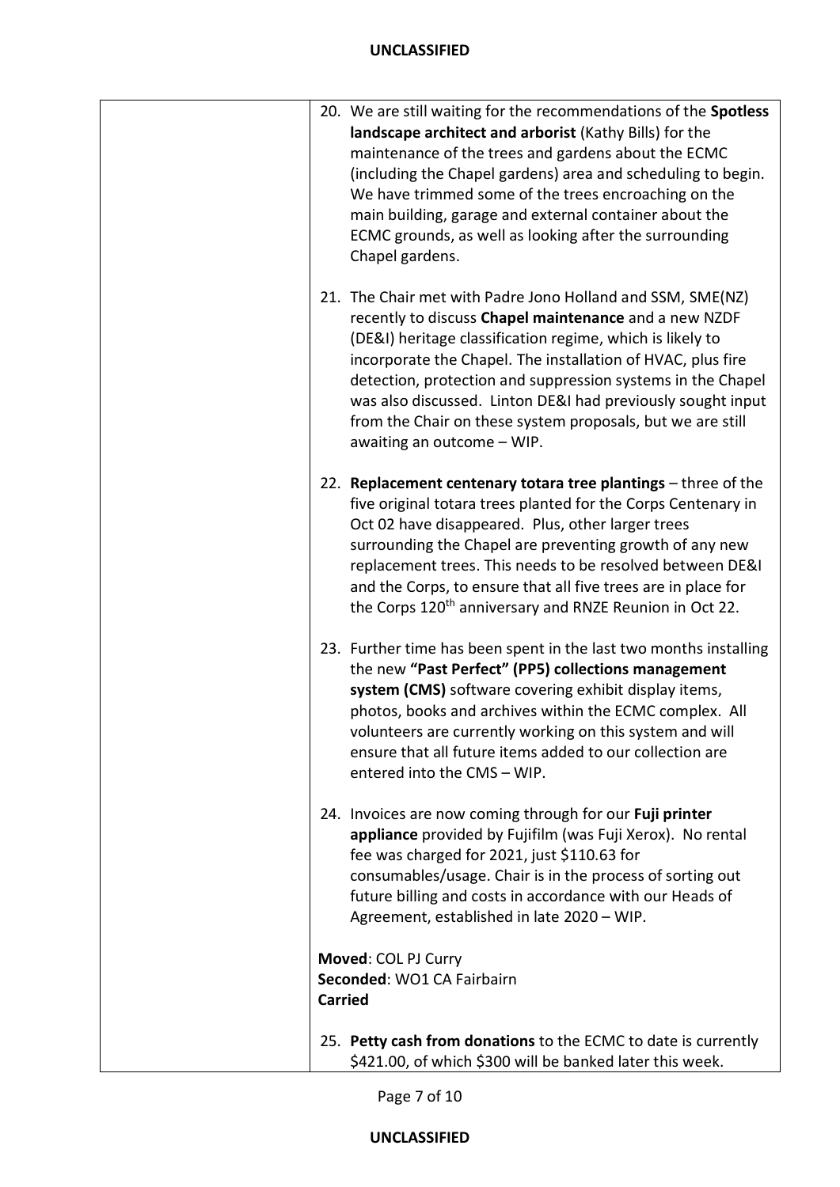| | |
|---|---|
| | 20. We are still waiting for the recommendations of the **Spotless landscape architect and arborist** (Kathy Bills) for the maintenance of the trees and gardens about the ECMC (including the Chapel gardens) area and scheduling to begin. We have trimmed some of the trees encroaching on the main building, garage and external container about the ECMC grounds, as well as looking after the surrounding Chapel gardens.<br><br>21. The Chair met with Padre Jono Holland and SSM, SME(NZ) recently to discuss **Chapel maintenance** and a new NZDF (DE&I) heritage classification regime, which is likely to incorporate the Chapel. The installation of HVAC, plus fire detection, protection and suppression systems in the Chapel was also discussed. Linton DE&I had previously sought input from the Chair on these system proposals, but we are still awaiting an outcome – WIP.<br><br>22. **Replacement centenary totara tree plantings** – three of the five original totara trees planted for the Corps Centenary in Oct 02 have disappeared. Plus, other larger trees surrounding the Chapel are preventing growth of any new replacement trees. This needs to be resolved between DE&I and the Corps, to ensure that all five trees are in place for the Corps 120th anniversary and RNZE Reunion in Oct 22.<br><br>23. Further time has been spent in the last two months installing the new **"Past Perfect" (PP5) collections management system (CMS)** software covering exhibit display items, photos, books and archives within the ECMC complex. All volunteers are currently working on this system and will ensure that all future items added to our collection are entered into the CMS – WIP.<br><br>24. Invoices are now coming through for our **Fuji printer appliance** provided by Fujifilm (was Fuji Xerox). No rental fee was charged for 2021, just $110.63 for consumables/usage. Chair is in the process of sorting out future billing and costs in accordance with our Heads of Agreement, established in late 2020 – WIP.<br><br>**Moved**: COL PJ Curry<br>**Seconded**: WO1 CA Fairbairn<br>**Carried**<br><br>25. **Petty cash from donations** to the ECMC to date is currently $421.00, of which $300 will be banked later this week. |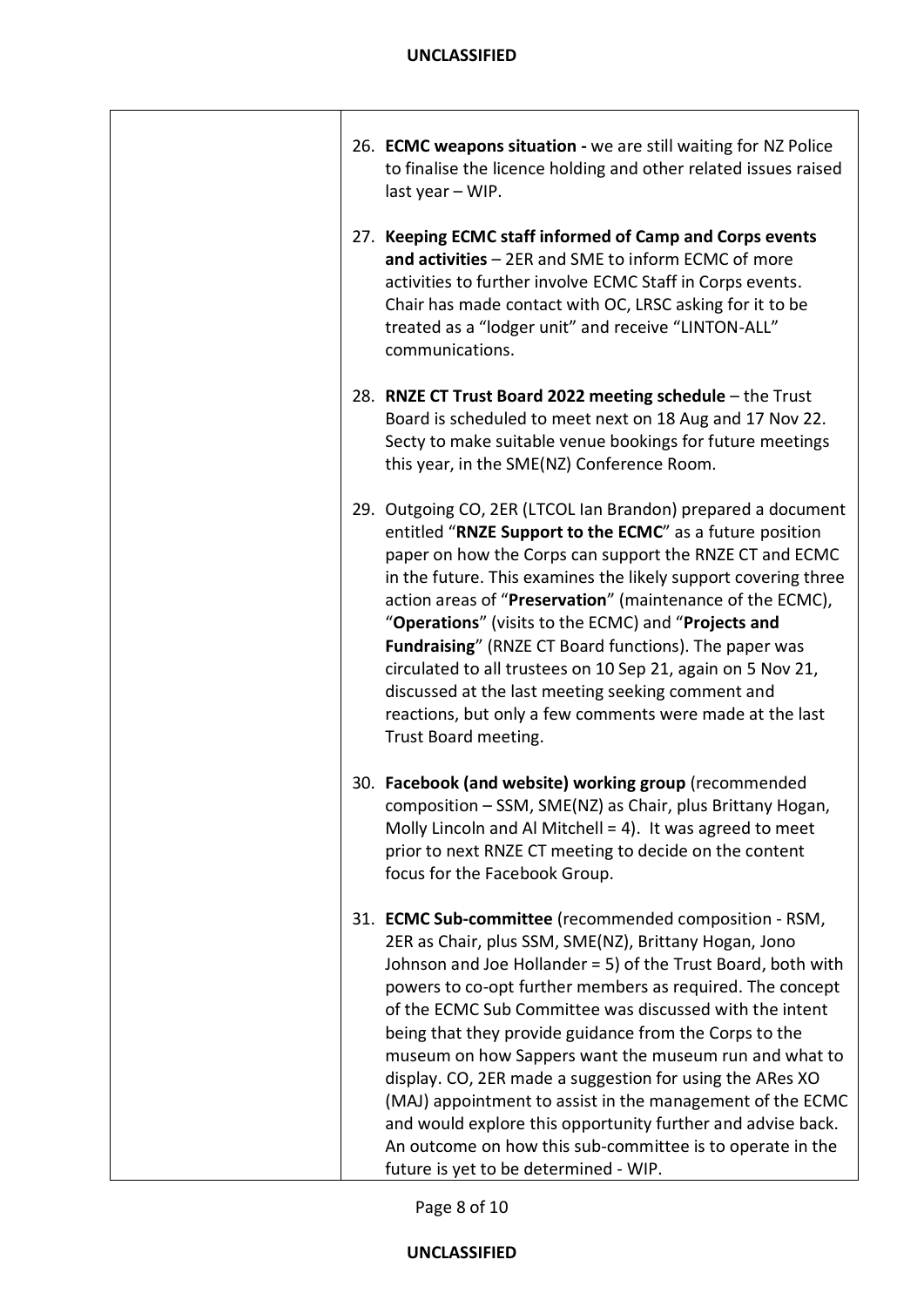| | |
|---|---|
| | 26. **ECMC weapons situation -** we are still waiting for NZ Police to finalise the licence holding and other related issues raised last year – WIP.<br><br>27. **Keeping ECMC staff informed of Camp and Corps events and activities** – 2ER and SME to inform ECMC of more activities to further involve ECMC Staff in Corps events. Chair has made contact with OC, LRSC asking for it to be treated as a "lodger unit" and receive "LINTON-ALL" communications.<br><br>28. **RNZE CT Trust Board 2022 meeting schedule** – the Trust Board is scheduled to meet next on 18 Aug and 17 Nov 22. Secty to make suitable venue bookings for future meetings this year, in the SME(NZ) Conference Room.<br><br>29. Outgoing CO, 2ER (LTCOL Ian Brandon) prepared a document entitled "**RNZE Support to the ECMC**" as a future position paper on how the Corps can support the RNZE CT and ECMC in the future. This examines the likely support covering three action areas of "**Preservation**" (maintenance of the ECMC), "**Operations**" (visits to the ECMC) and "**Projects and Fundraising**" (RNZE CT Board functions). The paper was circulated to all trustees on 10 Sep 21, again on 5 Nov 21, discussed at the last meeting seeking comment and reactions, but only a few comments were made at the last Trust Board meeting.<br><br>30. **Facebook (and website) working group** (recommended composition – SSM, SME(NZ) as Chair, plus Brittany Hogan, Molly Lincoln and Al Mitchell = 4). It was agreed to meet prior to next RNZE CT meeting to decide on the content focus for the Facebook Group.<br><br>31. **ECMC Sub-committee** (recommended composition - RSM, 2ER as Chair, plus SSM, SME(NZ), Brittany Hogan, Jono Johnson and Joe Hollander = 5) of the Trust Board, both with powers to co-opt further members as required. The concept of the ECMC Sub Committee was discussed with the intent being that they provide guidance from the Corps to the museum on how Sappers want the museum run and what to display. CO, 2ER made a suggestion for using the ARes XO (MAJ) appointment to assist in the management of the ECMC and would explore this opportunity further and advise back. An outcome on how this sub-committee is to operate in the future is yet to be determined - WIP. |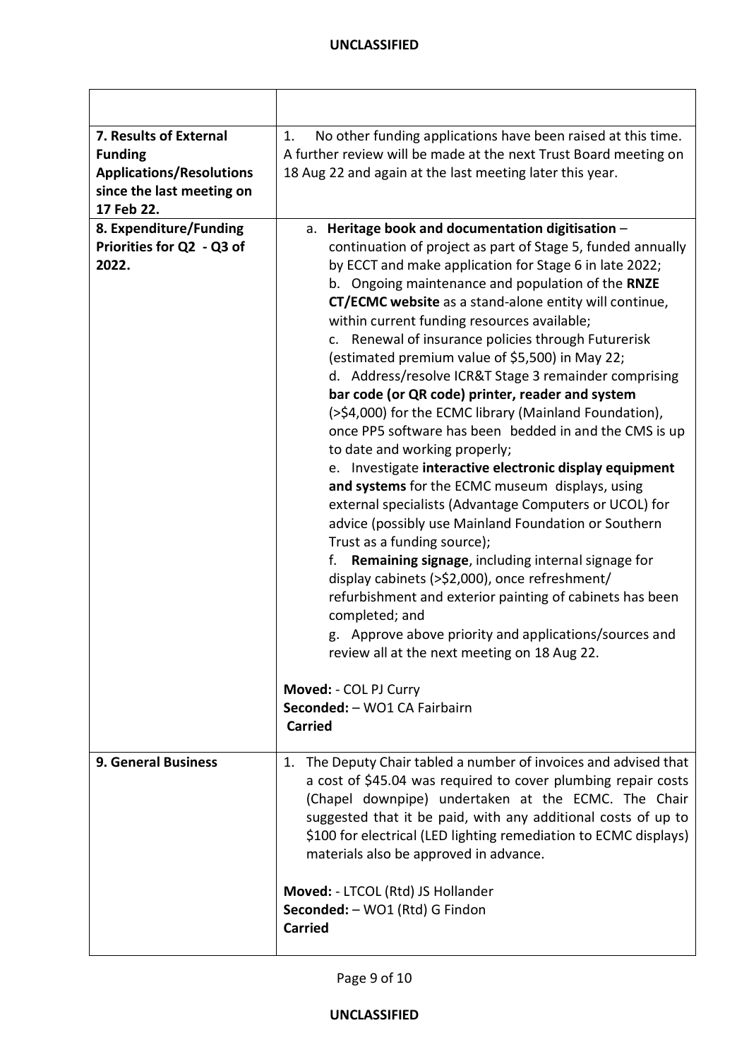| | |
|---|---|
| | |
| **7. Results of External Funding Applications/Resolutions since the last meeting on 17 Feb 22.** | 1. No other funding applications have been raised at this time. A further review will be made at the next Trust Board meeting on 18 Aug 22 and again at the last meeting later this year. |
| **8. Expenditure/Funding Priorities for Q2 - Q3 of 2022.** | a. **Heritage book and documentation digitisation** – continuation of project as part of Stage 5, funded annually by ECCT and make application for Stage 6 in late 2022;<br>b. Ongoing maintenance and population of the **RNZE CT/ECMC website** as a stand-alone entity will continue, within current funding resources available;<br>c. Renewal of insurance policies through Futurerisk (estimated premium value of $5,500) in May 22;<br>d. Address/resolve ICR&T Stage 3 remainder comprising **bar code (or QR code) printer, reader and system** (>$4,000) for the ECMC library (Mainland Foundation), once PP5 software has been bedded in and the CMS is up to date and working properly;<br>e. Investigate **interactive electronic display equipment and systems** for the ECMC museum displays, using external specialists (Advantage Computers or UCOL) for advice (possibly use Mainland Foundation or Southern Trust as a funding source);<br>f. **Remaining signage**, including internal signage for display cabinets (>$2,000), once refreshment/ refurbishment and exterior painting of cabinets has been completed; and<br>g. Approve above priority and applications/sources and review all at the next meeting on 18 Aug 22.<br><br>**Moved:** - COL PJ Curry<br>**Seconded:** – WO1 CA Fairbairn<br>**Carried** |
| **9. General Business** | 1. The Deputy Chair tabled a number of invoices and advised that a cost of $45.04 was required to cover plumbing repair costs (Chapel downpipe) undertaken at the ECMC. The Chair suggested that it be paid, with any additional costs of up to $100 for electrical (LED lighting remediation to ECMC displays) materials also be approved in advance.<br><br>**Moved:** - LTCOL (Rtd) JS Hollander<br>**Seconded:** – WO1 (Rtd) G Findon<br>**Carried** |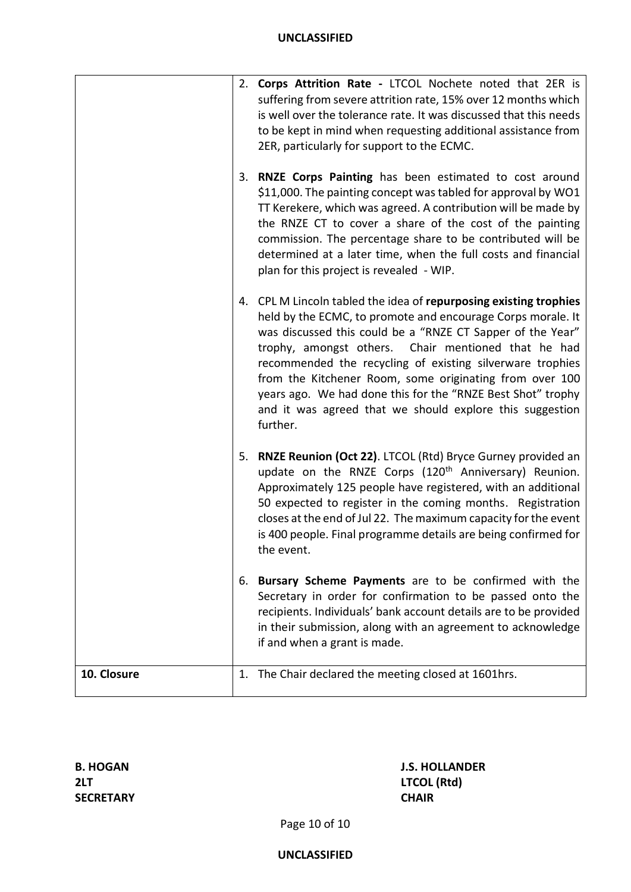| | |
|---|---|
| | 2. **Corps Attrition Rate -** LTCOL Nochete noted that 2ER is suffering from severe attrition rate, 15% over 12 months which is well over the tolerance rate. It was discussed that this needs to be kept in mind when requesting additional assistance from 2ER, particularly for support to the ECMC.<br><br>3. **RNZE Corps Painting** has been estimated to cost around $11,000. The painting concept was tabled for approval by WO1 TT Kerekere, which was agreed. A contribution will be made by the RNZE CT to cover a share of the cost of the painting commission. The percentage share to be contributed will be determined at a later time, when the full costs and financial plan for this project is revealed - WIP.<br><br>4. CPL M Lincoln tabled the idea of **repurposing existing trophies** held by the ECMC, to promote and encourage Corps morale. It was discussed this could be a "RNZE CT Sapper of the Year" trophy, amongst others. Chair mentioned that he had recommended the recycling of existing silverware trophies from the Kitchener Room, some originating from over 100 years ago. We had done this for the "RNZE Best Shot" trophy and it was agreed that we should explore this suggestion further.<br><br>5. **RNZE Reunion (Oct 22)**. LTCOL (Rtd) Bryce Gurney provided an update on the RNZE Corps (120th Anniversary) Reunion. Approximately 125 people have registered, with an additional 50 expected to register in the coming months. Registration closes at the end of Jul 22. The maximum capacity for the event is 400 people. Final programme details are being confirmed for the event.<br><br>6. **Bursary Scheme Payments** are to be confirmed with the Secretary in order for confirmation to be passed onto the recipients. Individuals' bank account details are to be provided in their submission, along with an agreement to acknowledge if and when a grant is made. |
| **10. Closure** | 1. The Chair declared the meeting closed at 1601hrs. |

**B. HOGAN**
**2LT**
**SECRETARY**

**J.S. HOLLANDER**
**LTCOL (Rtd)**
**CHAIR**